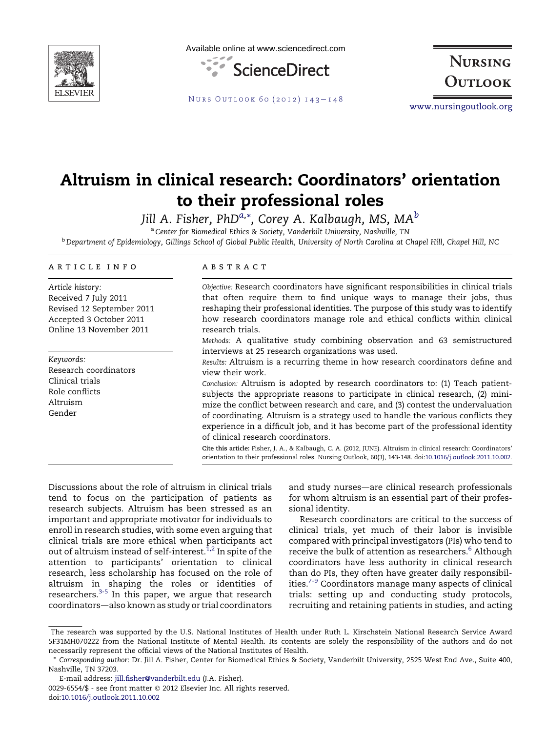# Altruism in clinical research: Coordinators' orientation to their professional roles

Jill A. Fisher, PhD[a,*], Corey A. Kalbaugh, MS, MA[b]

[a] Center for Biomedical Ethics & Society, Vanderbilt University, Nashville, TN

[b] Department of Epidemiology, Gillings School of Global Public Health, University of North Carolina at Chapel Hill, Chapel Hill, NC

## ARTICLE INFO

*Article history:*
Received 7 July 2011
Revised 12 September 2011
Accepted 3 October 2011
Online 13 November 2011

*Keywords:*
Research coordinators
Clinical trials
Role conflicts
Altruism
Gender

## ABSTRACT

*Objective:* Research coordinators have significant responsibilities in clinical trials that often require them to find unique ways to manage their jobs, thus reshaping their professional identities. The purpose of this study was to identify how research coordinators manage role and ethical conflicts within clinical research trials.

*Methods:* A qualitative study combining observation and 63 semistructured interviews at 25 research organizations was used.

*Results:* Altruism is a recurring theme in how research coordinators define and view their work.

*Conclusion:* Altruism is adopted by research coordinators to: (1) Teach patient-subjects the appropriate reasons to participate in clinical research, (2) minimize the conflict between research and care, and (3) contest the undervaluation of coordinating. Altruism is a strategy used to handle the various conflicts they experience in a difficult job, and it has become part of the professional identity of clinical research coordinators.

**Cite this article:** Fisher, J. A., & Kalbaugh, C. A. (2012, JUNE). Altruism in clinical research: Coordinators' orientation to their professional roles. Nursing Outlook, 60(3), 143-148. doi:10.1016/j.outlook.2011.10.002.

Discussions about the role of altruism in clinical trials tend to focus on the participation of patients as research subjects. Altruism has been stressed as an important and appropriate motivator for individuals to enroll in research studies, with some even arguing that clinical trials are more ethical when participants act out of altruism instead of self-interest.[1,2] In spite of the attention to participants' orientation to clinical research, less scholarship has focused on the role of altruism in shaping the roles or identities of researchers.[3-5] In this paper, we argue that research coordinators—also known as study or trial coordinators and study nurses—are clinical research professionals for whom altruism is an essential part of their professional identity.

Research coordinators are critical to the success of clinical trials, yet much of their labor is invisible compared with principal investigators (PIs) who tend to receive the bulk of attention as researchers.[6] Although coordinators have less authority in clinical research than do PIs, they often have greater daily responsibilities.[7-9] Coordinators manage many aspects of clinical trials: setting up and conducting study protocols, recruiting and retaining patients in studies, and acting

The research was supported by the U.S. National Institutes of Health under Ruth L. Kirschstein National Research Service Award 5F31MH070222 from the National Institute of Mental Health. Its contents are solely the responsibility of the authors and do not necessarily represent the official views of the National Institutes of Health.

\* *Corresponding author*: Dr. Jill A. Fisher, Center for Biomedical Ethics & Society, Vanderbilt University, 2525 West End Ave., Suite 400, Nashville, TN 37203.

E-mail address: jill.fisher@vanderbilt.edu (J.A. Fisher).

0029-6554/$ - see front matter © 2012 Elsevier Inc. All rights reserved.
doi:10.1016/j.outlook.2011.10.002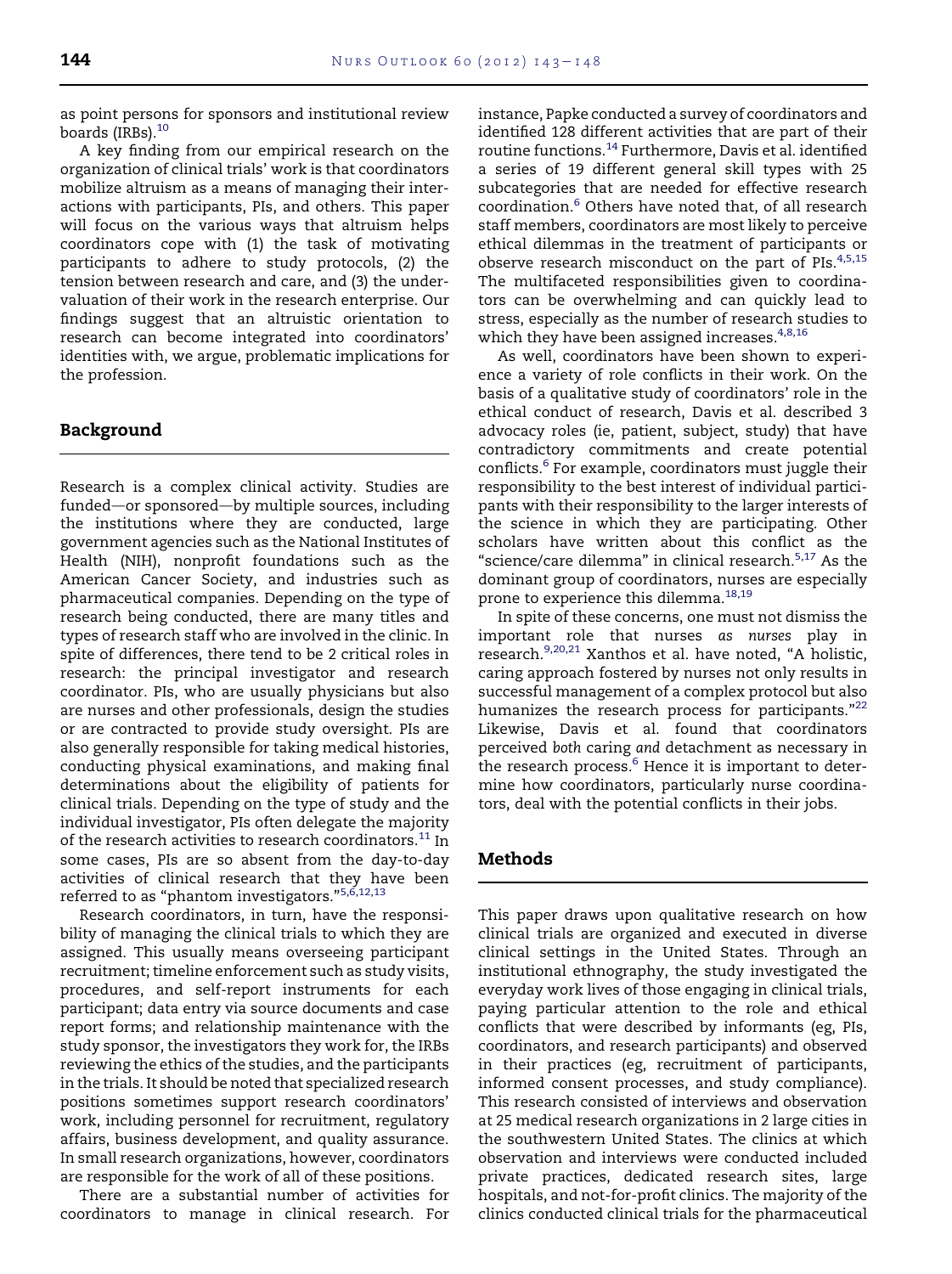as point persons for sponsors and institutional review boards (IRBs).[10]

A key finding from our empirical research on the organization of clinical trials' work is that coordinators mobilize altruism as a means of managing their interactions with participants, PIs, and others. This paper will focus on the various ways that altruism helps coordinators cope with (1) the task of motivating participants to adhere to study protocols, (2) the tension between research and care, and (3) the undervaluation of their work in the research enterprise. Our findings suggest that an altruistic orientation to research can become integrated into coordinators' identities with, we argue, problematic implications for the profession.

## Background

Research is a complex clinical activity. Studies are funded—or sponsored—by multiple sources, including the institutions where they are conducted, large government agencies such as the National Institutes of Health (NIH), nonprofit foundations such as the American Cancer Society, and industries such as pharmaceutical companies. Depending on the type of research being conducted, there are many titles and types of research staff who are involved in the clinic. In spite of differences, there tend to be 2 critical roles in research: the principal investigator and research coordinator. PIs, who are usually physicians but also are nurses and other professionals, design the studies or are contracted to provide study oversight. PIs are also generally responsible for taking medical histories, conducting physical examinations, and making final determinations about the eligibility of patients for clinical trials. Depending on the type of study and the individual investigator, PIs often delegate the majority of the research activities to research coordinators.[11] In some cases, PIs are so absent from the day-to-day activities of clinical research that they have been referred to as "phantom investigators."[5,6,12,13]

Research coordinators, in turn, have the responsibility of managing the clinical trials to which they are assigned. This usually means overseeing participant recruitment; timeline enforcement such as study visits, procedures, and self-report instruments for each participant; data entry via source documents and case report forms; and relationship maintenance with the study sponsor, the investigators they work for, the IRBs reviewing the ethics of the studies, and the participants in the trials. It should be noted that specialized research positions sometimes support research coordinators' work, including personnel for recruitment, regulatory affairs, business development, and quality assurance. In small research organizations, however, coordinators are responsible for the work of all of these positions.

There are a substantial number of activities for coordinators to manage in clinical research. For instance, Papke conducted a survey of coordinators and identified 128 different activities that are part of their routine functions.[14] Furthermore, Davis et al. identified a series of 19 different general skill types with 25 subcategories that are needed for effective research coordination.[6] Others have noted that, of all research staff members, coordinators are most likely to perceive ethical dilemmas in the treatment of participants or observe research misconduct on the part of PIs.[4,5,15] The multifaceted responsibilities given to coordinators can be overwhelming and can quickly lead to stress, especially as the number of research studies to which they have been assigned increases.[4,8,16]

As well, coordinators have been shown to experience a variety of role conflicts in their work. On the basis of a qualitative study of coordinators' role in the ethical conduct of research, Davis et al. described 3 advocacy roles (ie, patient, subject, study) that have contradictory commitments and create potential conflicts.[6] For example, coordinators must juggle their responsibility to the best interest of individual participants with their responsibility to the larger interests of the science in which they are participating. Other scholars have written about this conflict as the "science/care dilemma" in clinical research.[5,17] As the dominant group of coordinators, nurses are especially prone to experience this dilemma.[18,19]

In spite of these concerns, one must not dismiss the important role that nurses *as nurses* play in research.[9,20,21] Xanthos et al. have noted, "A holistic, caring approach fostered by nurses not only results in successful management of a complex protocol but also humanizes the research process for participants."[22] Likewise, Davis et al. found that coordinators perceived *both* caring *and* detachment as necessary in the research process.[6] Hence it is important to determine how coordinators, particularly nurse coordinators, deal with the potential conflicts in their jobs.

## Methods

This paper draws upon qualitative research on how clinical trials are organized and executed in diverse clinical settings in the United States. Through an institutional ethnography, the study investigated the everyday work lives of those engaging in clinical trials, paying particular attention to the role and ethical conflicts that were described by informants (eg, PIs, coordinators, and research participants) and observed in their practices (eg, recruitment of participants, informed consent processes, and study compliance). This research consisted of interviews and observation at 25 medical research organizations in 2 large cities in the southwestern United States. The clinics at which observation and interviews were conducted included private practices, dedicated research sites, large hospitals, and not-for-profit clinics. The majority of the clinics conducted clinical trials for the pharmaceutical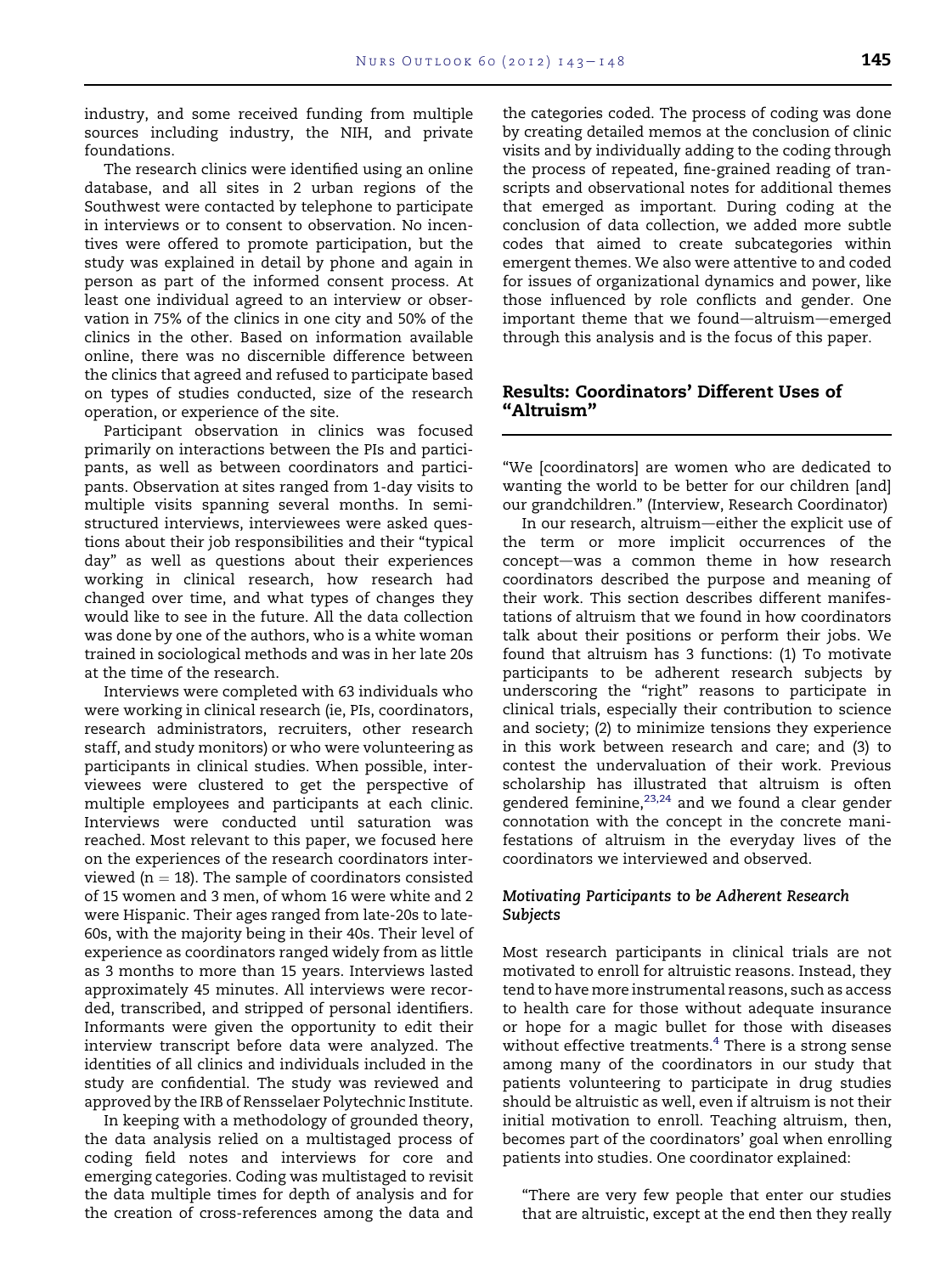industry, and some received funding from multiple sources including industry, the NIH, and private foundations.

The research clinics were identified using an online database, and all sites in 2 urban regions of the Southwest were contacted by telephone to participate in interviews or to consent to observation. No incentives were offered to promote participation, but the study was explained in detail by phone and again in person as part of the informed consent process. At least one individual agreed to an interview or observation in 75% of the clinics in one city and 50% of the clinics in the other. Based on information available online, there was no discernible difference between the clinics that agreed and refused to participate based on types of studies conducted, size of the research operation, or experience of the site.

Participant observation in clinics was focused primarily on interactions between the PIs and participants, as well as between coordinators and participants. Observation at sites ranged from 1-day visits to multiple visits spanning several months. In semi-structured interviews, interviewees were asked questions about their job responsibilities and their "typical day" as well as questions about their experiences working in clinical research, how research had changed over time, and what types of changes they would like to see in the future. All the data collection was done by one of the authors, who is a white woman trained in sociological methods and was in her late 20s at the time of the research.

Interviews were completed with 63 individuals who were working in clinical research (ie, PIs, coordinators, research administrators, recruiters, other research staff, and study monitors) or who were volunteering as participants in clinical studies. When possible, interviewees were clustered to get the perspective of multiple employees and participants at each clinic. Interviews were conducted until saturation was reached. Most relevant to this paper, we focused here on the experiences of the research coordinators interviewed (n = 18). The sample of coordinators consisted of 15 women and 3 men, of whom 16 were white and 2 were Hispanic. Their ages ranged from late-20s to late-60s, with the majority being in their 40s. Their level of experience as coordinators ranged widely from as little as 3 months to more than 15 years. Interviews lasted approximately 45 minutes. All interviews were recorded, transcribed, and stripped of personal identifiers. Informants were given the opportunity to edit their interview transcript before data were analyzed. The identities of all clinics and individuals included in the study are confidential. The study was reviewed and approved by the IRB of Rensselaer Polytechnic Institute.

In keeping with a methodology of grounded theory, the data analysis relied on a multistaged process of coding field notes and interviews for core and emerging categories. Coding was multistaged to revisit the data multiple times for depth of analysis and for the creation of cross-references among the data and the categories coded. The process of coding was done by creating detailed memos at the conclusion of clinic visits and by individually adding to the coding through the process of repeated, fine-grained reading of transcripts and observational notes for additional themes that emerged as important. During coding at the conclusion of data collection, we added more subtle codes that aimed to create subcategories within emergent themes. We also were attentive to and coded for issues of organizational dynamics and power, like those influenced by role conflicts and gender. One important theme that we found—altruism—emerged through this analysis and is the focus of this paper.

## Results: Coordinators' Different Uses of "Altruism"

"We [coordinators] are women who are dedicated to wanting the world to be better for our children [and] our grandchildren." (Interview, Research Coordinator)

In our research, altruism—either the explicit use of the term or more implicit occurrences of the concept—was a common theme in how research coordinators described the purpose and meaning of their work. This section describes different manifestations of altruism that we found in how coordinators talk about their positions or perform their jobs. We found that altruism has 3 functions: (1) To motivate participants to be adherent research subjects by underscoring the "right" reasons to participate in clinical trials, especially their contribution to science and society; (2) to minimize tensions they experience in this work between research and care; and (3) to contest the undervaluation of their work. Previous scholarship has illustrated that altruism is often gendered feminine,[23,24] and we found a clear gender connotation with the concept in the concrete manifestations of altruism in the everyday lives of the coordinators we interviewed and observed.

### *Motivating Participants to be Adherent Research Subjects*

Most research participants in clinical trials are not motivated to enroll for altruistic reasons. Instead, they tend to have more instrumental reasons, such as access to health care for those without adequate insurance or hope for a magic bullet for those with diseases without effective treatments.[4] There is a strong sense among many of the coordinators in our study that patients volunteering to participate in drug studies should be altruistic as well, even if altruism is not their initial motivation to enroll. Teaching altruism, then, becomes part of the coordinators' goal when enrolling patients into studies. One coordinator explained:

> "There are very few people that enter our studies that are altruistic, except at the end then they really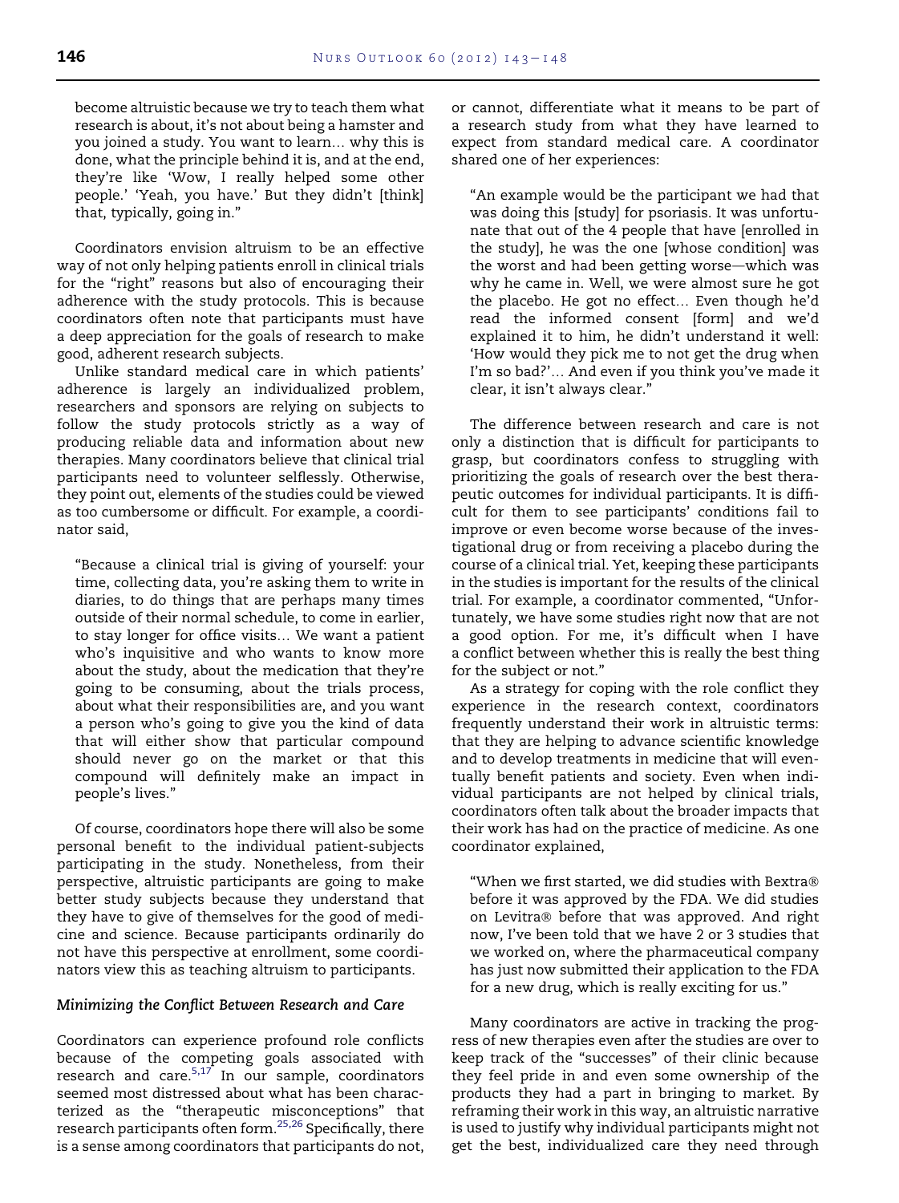become altruistic because we try to teach them what research is about, it's not about being a hamster and you joined a study. You want to learn... why this is done, what the principle behind it is, and at the end, they're like 'Wow, I really helped some other people.' 'Yeah, you have.' But they didn't [think] that, typically, going in."

Coordinators envision altruism to be an effective way of not only helping patients enroll in clinical trials for the "right" reasons but also of encouraging their adherence with the study protocols. This is because coordinators often note that participants must have a deep appreciation for the goals of research to make good, adherent research subjects.

Unlike standard medical care in which patients' adherence is largely an individualized problem, researchers and sponsors are relying on subjects to follow the study protocols strictly as a way of producing reliable data and information about new therapies. Many coordinators believe that clinical trial participants need to volunteer selflessly. Otherwise, they point out, elements of the studies could be viewed as too cumbersome or difficult. For example, a coordinator said,

> "Because a clinical trial is giving of yourself: your time, collecting data, you're asking them to write in diaries, to do things that are perhaps many times outside of their normal schedule, to come in earlier, to stay longer for office visits... We want a patient who's inquisitive and who wants to know more about the study, about the medication that they're going to be consuming, about the trials process, about what their responsibilities are, and you want a person who's going to give you the kind of data that will either show that particular compound should never go on the market or that this compound will definitely make an impact in people's lives."

Of course, coordinators hope there will also be some personal benefit to the individual patient-subjects participating in the study. Nonetheless, from their perspective, altruistic participants are going to make better study subjects because they understand that they have to give of themselves for the good of medicine and science. Because participants ordinarily do not have this perspective at enrollment, some coordinators view this as teaching altruism to participants.

#### *Minimizing the Conflict Between Research and Care*

Coordinators can experience profound role conflicts because of the competing goals associated with research and care.[5,17] In our sample, coordinators seemed most distressed about what has been characterized as the "therapeutic misconceptions" that research participants often form.[25,26] Specifically, there is a sense among coordinators that participants do not, or cannot, differentiate what it means to be part of a research study from what they have learned to expect from standard medical care. A coordinator shared one of her experiences:

> "An example would be the participant we had that was doing this [study] for psoriasis. It was unfortunate that out of the 4 people that have [enrolled in the study], he was the one [whose condition] was the worst and had been getting worse—which was why he came in. Well, we were almost sure he got the placebo. He got no effect... Even though he'd read the informed consent [form] and we'd explained it to him, he didn't understand it well: 'How would they pick me to not get the drug when I'm so bad?'... And even if you think you've made it clear, it isn't always clear."

The difference between research and care is not only a distinction that is difficult for participants to grasp, but coordinators confess to struggling with prioritizing the goals of research over the best therapeutic outcomes for individual participants. It is difficult for them to see participants' conditions fail to improve or even become worse because of the investigational drug or from receiving a placebo during the course of a clinical trial. Yet, keeping these participants in the studies is important for the results of the clinical trial. For example, a coordinator commented, "Unfortunately, we have some studies right now that are not a good option. For me, it's difficult when I have a conflict between whether this is really the best thing for the subject or not."

As a strategy for coping with the role conflict they experience in the research context, coordinators frequently understand their work in altruistic terms: that they are helping to advance scientific knowledge and to develop treatments in medicine that will eventually benefit patients and society. Even when individual participants are not helped by clinical trials, coordinators often talk about the broader impacts that their work has had on the practice of medicine. As one coordinator explained,

> "When we first started, we did studies with Bextra® before it was approved by the FDA. We did studies on Levitra® before that was approved. And right now, I've been told that we have 2 or 3 studies that we worked on, where the pharmaceutical company has just now submitted their application to the FDA for a new drug, which is really exciting for us."

Many coordinators are active in tracking the progress of new therapies even after the studies are over to keep track of the "successes" of their clinic because they feel pride in and even some ownership of the products they had a part in bringing to market. By reframing their work in this way, an altruistic narrative is used to justify why individual participants might not get the best, individualized care they need through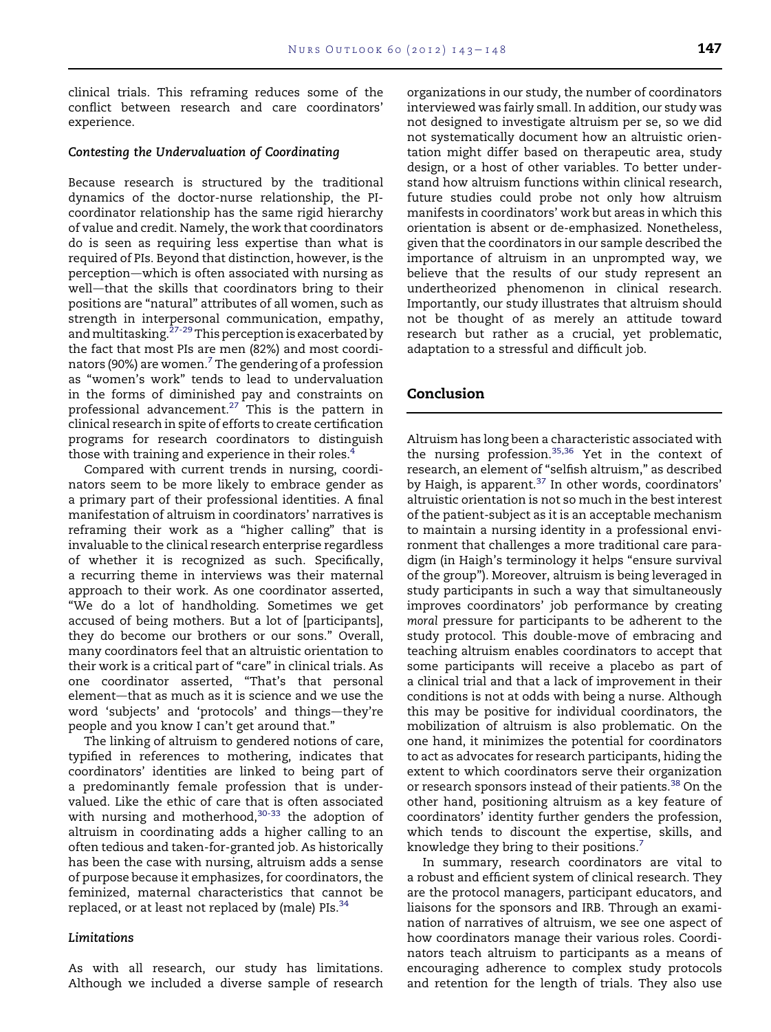clinical trials. This reframing reduces some of the conflict between research and care coordinators' experience.

### *Contesting the Undervaluation of Coordinating*

Because research is structured by the traditional dynamics of the doctor-nurse relationship, the PI-coordinator relationship has the same rigid hierarchy of value and credit. Namely, the work that coordinators do is seen as requiring less expertise than what is required of PIs. Beyond that distinction, however, is the perception—which is often associated with nursing as well—that the skills that coordinators bring to their positions are "natural" attributes of all women, such as strength in interpersonal communication, empathy, and multitasking.[27-29] This perception is exacerbated by the fact that most PIs are men (82%) and most coordinators (90%) are women.[7] The gendering of a profession as "women's work" tends to lead to undervaluation in the forms of diminished pay and constraints on professional advancement.[27] This is the pattern in clinical research in spite of efforts to create certification programs for research coordinators to distinguish those with training and experience in their roles.[4]

Compared with current trends in nursing, coordinators seem to be more likely to embrace gender as a primary part of their professional identities. A final manifestation of altruism in coordinators' narratives is reframing their work as a "higher calling" that is invaluable to the clinical research enterprise regardless of whether it is recognized as such. Specifically, a recurring theme in interviews was their maternal approach to their work. As one coordinator asserted, "We do a lot of handholding. Sometimes we get accused of being mothers. But a lot of [participants], they do become our brothers or our sons." Overall, many coordinators feel that an altruistic orientation to their work is a critical part of "care" in clinical trials. As one coordinator asserted, "That's that personal element—that as much as it is science and we use the word 'subjects' and 'protocols' and things—they're people and you know I can't get around that."

The linking of altruism to gendered notions of care, typified in references to mothering, indicates that coordinators' identities are linked to being part of a predominantly female profession that is undervalued. Like the ethic of care that is often associated with nursing and motherhood,[30-33] the adoption of altruism in coordinating adds a higher calling to an often tedious and taken-for-granted job. As historically has been the case with nursing, altruism adds a sense of purpose because it emphasizes, for coordinators, the feminized, maternal characteristics that cannot be replaced, or at least not replaced by (male) PIs.[34]

### *Limitations*

As with all research, our study has limitations. Although we included a diverse sample of research organizations in our study, the number of coordinators interviewed was fairly small. In addition, our study was not designed to investigate altruism per se, so we did not systematically document how an altruistic orientation might differ based on therapeutic area, study design, or a host of other variables. To better understand how altruism functions within clinical research, future studies could probe not only how altruism manifests in coordinators' work but areas in which this orientation is absent or de-emphasized. Nonetheless, given that the coordinators in our sample described the importance of altruism in an unprompted way, we believe that the results of our study represent an undertheorized phenomenon in clinical research. Importantly, our study illustrates that altruism should not be thought of as merely an attitude toward research but rather as a crucial, yet problematic, adaptation to a stressful and difficult job.

## Conclusion

Altruism has long been a characteristic associated with the nursing profession.[35,36] Yet in the context of research, an element of "selfish altruism," as described by Haigh, is apparent.[37] In other words, coordinators' altruistic orientation is not so much in the best interest of the patient-subject as it is an acceptable mechanism to maintain a nursing identity in a professional environment that challenges a more traditional care paradigm (in Haigh's terminology it helps "ensure survival of the group"). Moreover, altruism is being leveraged in study participants in such a way that simultaneously improves coordinators' job performance by creating *moral* pressure for participants to be adherent to the study protocol. This double-move of embracing and teaching altruism enables coordinators to accept that some participants will receive a placebo as part of a clinical trial and that a lack of improvement in their conditions is not at odds with being a nurse. Although this may be positive for individual coordinators, the mobilization of altruism is also problematic. On the one hand, it minimizes the potential for coordinators to act as advocates for research participants, hiding the extent to which coordinators serve their organization or research sponsors instead of their patients.[38] On the other hand, positioning altruism as a key feature of coordinators' identity further genders the profession, which tends to discount the expertise, skills, and knowledge they bring to their positions.[7]

In summary, research coordinators are vital to a robust and efficient system of clinical research. They are the protocol managers, participant educators, and liaisons for the sponsors and IRB. Through an examination of narratives of altruism, we see one aspect of how coordinators manage their various roles. Coordinators teach altruism to participants as a means of encouraging adherence to complex study protocols and retention for the length of trials. They also use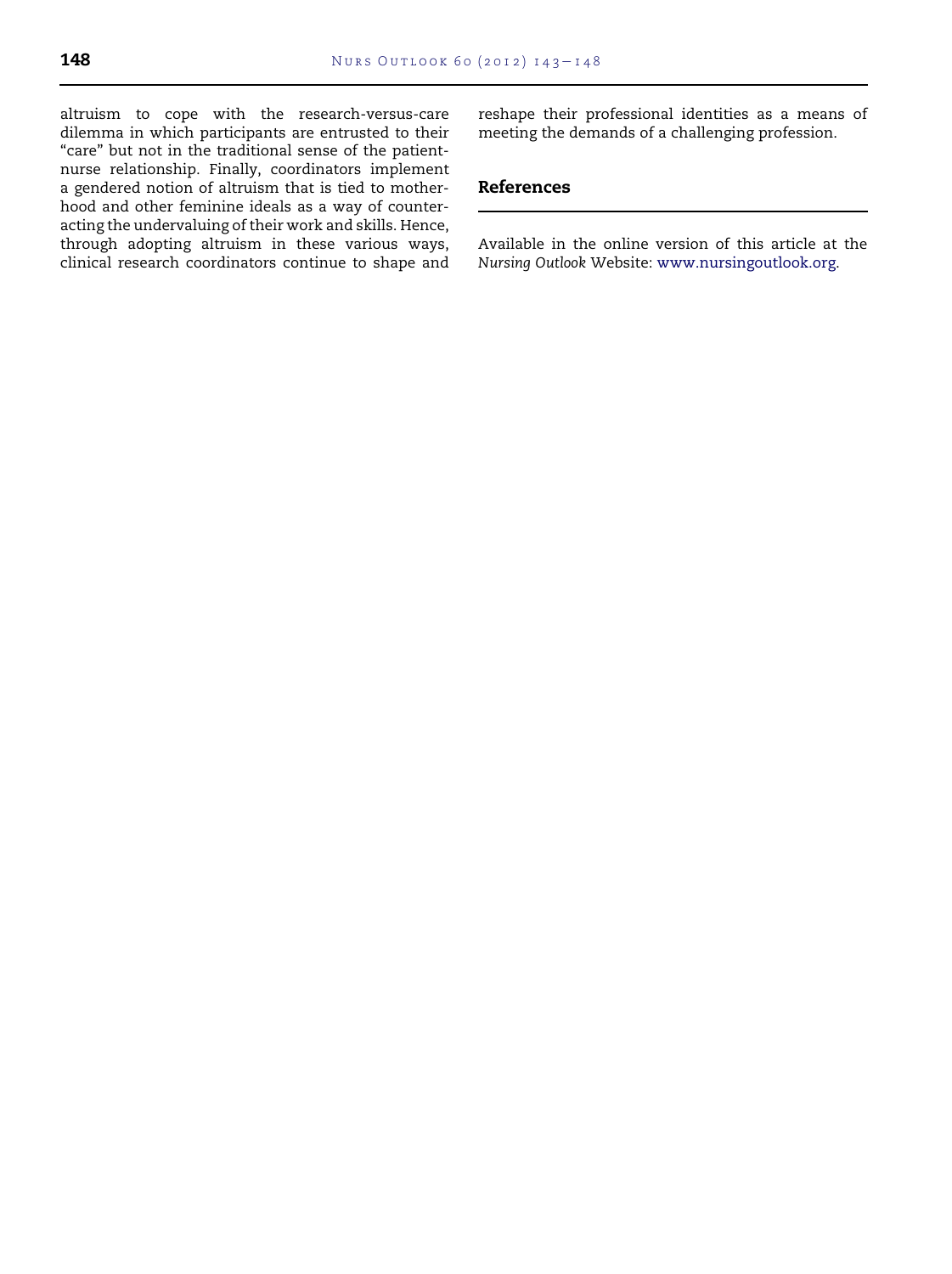altruism to cope with the research-versus-care dilemma in which participants are entrusted to their "care" but not in the traditional sense of the patient-nurse relationship. Finally, coordinators implement a gendered notion of altruism that is tied to motherhood and other feminine ideals as a way of counteracting the undervaluing of their work and skills. Hence, through adopting altruism in these various ways, clinical research coordinators continue to shape and reshape their professional identities as a means of meeting the demands of a challenging profession.

## References

Available in the online version of this article at the *Nursing Outlook* Website: www.nursingoutlook.org.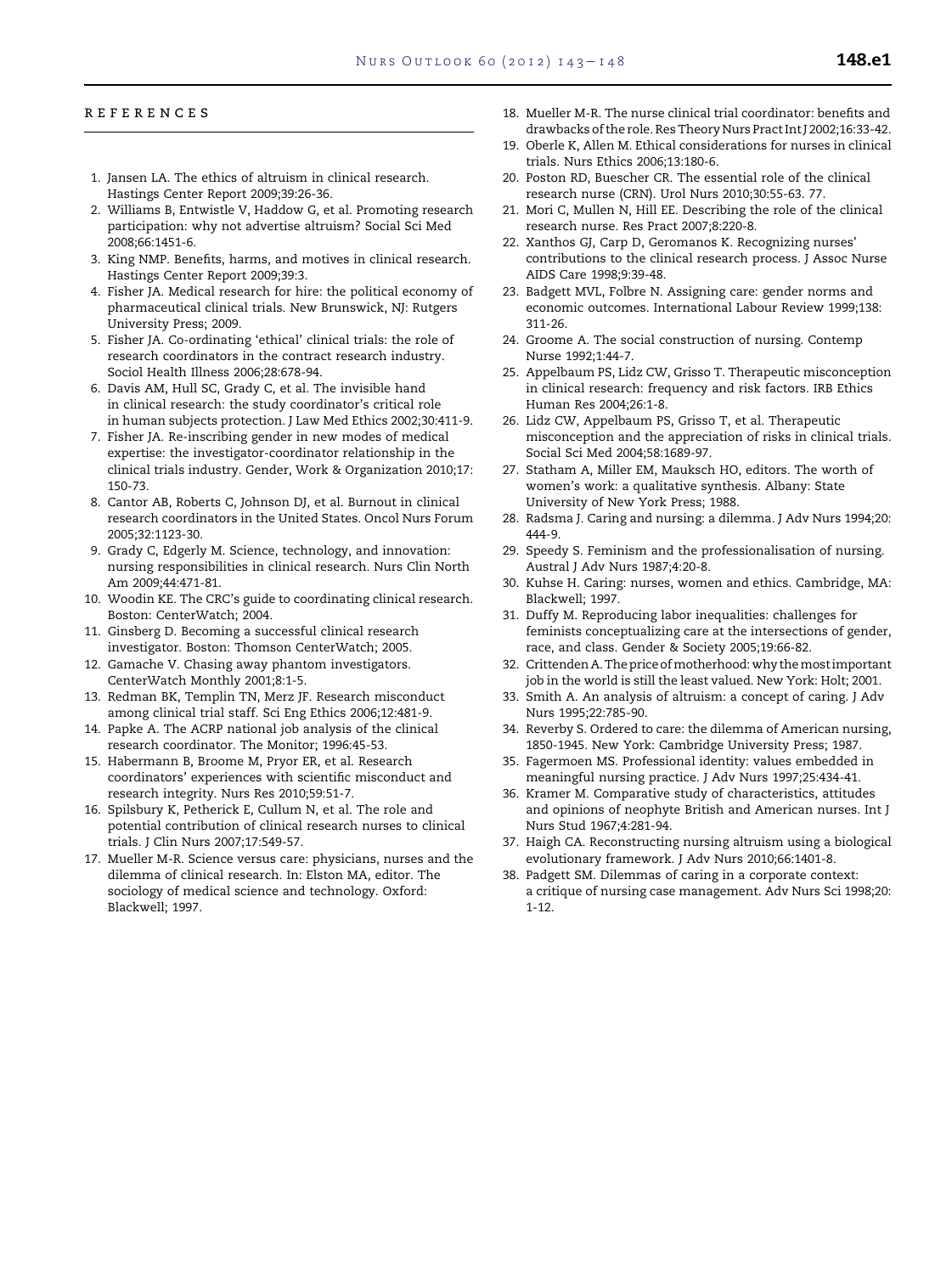## REFERENCES

1. Jansen LA. The ethics of altruism in clinical research. Hastings Center Report 2009;39:26-36.
2. Williams B, Entwistle V, Haddow G, et al. Promoting research participation: why not advertise altruism? Social Sci Med 2008;66:1451-6.
3. King NMP. Benefits, harms, and motives in clinical research. Hastings Center Report 2009;39:3.
4. Fisher JA. Medical research for hire: the political economy of pharmaceutical clinical trials. New Brunswick, NJ: Rutgers University Press; 2009.
5. Fisher JA. Co-ordinating 'ethical' clinical trials: the role of research coordinators in the contract research industry. Sociol Health Illness 2006;28:678-94.
6. Davis AM, Hull SC, Grady C, et al. The invisible hand in clinical research: the study coordinator's critical role in human subjects protection. J Law Med Ethics 2002;30:411-9.
7. Fisher JA. Re-inscribing gender in new modes of medical expertise: the investigator-coordinator relationship in the clinical trials industry. Gender, Work & Organization 2010;17: 150-73.
8. Cantor AB, Roberts C, Johnson DJ, et al. Burnout in clinical research coordinators in the United States. Oncol Nurs Forum 2005;32:1123-30.
9. Grady C, Edgerly M. Science, technology, and innovation: nursing responsibilities in clinical research. Nurs Clin North Am 2009;44:471-81.
10. Woodin KE. The CRC's guide to coordinating clinical research. Boston: CenterWatch; 2004.
11. Ginsberg D. Becoming a successful clinical research investigator. Boston: Thomson CenterWatch; 2005.
12. Gamache V. Chasing away phantom investigators. CenterWatch Monthly 2001;8:1-5.
13. Redman BK, Templin TN, Merz JF. Research misconduct among clinical trial staff. Sci Eng Ethics 2006;12:481-9.
14. Papke A. The ACRP national job analysis of the clinical research coordinator. The Monitor; 1996:45-53.
15. Habermann B, Broome M, Pryor ER, et al. Research coordinators' experiences with scientific misconduct and research integrity. Nurs Res 2010;59:51-7.
16. Spilsbury K, Petherick E, Cullum N, et al. The role and potential contribution of clinical research nurses to clinical trials. J Clin Nurs 2007;17:549-57.
17. Mueller M-R. Science versus care: physicians, nurses and the dilemma of clinical research. In: Elston MA, editor. The sociology of medical science and technology. Oxford: Blackwell; 1997.
18. Mueller M-R. The nurse clinical trial coordinator: benefits and drawbacks of the role. Res Theory Nurs Pract Int J 2002;16:33-42.
19. Oberle K, Allen M. Ethical considerations for nurses in clinical trials. Nurs Ethics 2006;13:180-6.
20. Poston RD, Buescher CR. The essential role of the clinical research nurse (CRN). Urol Nurs 2010;30:55-63. 77.
21. Mori C, Mullen N, Hill EE. Describing the role of the clinical research nurse. Res Pract 2007;8:220-8.
22. Xanthos GJ, Carp D, Geromanos K. Recognizing nurses' contributions to the clinical research process. J Assoc Nurse AIDS Care 1998;9:39-48.
23. Badgett MVL, Folbre N. Assigning care: gender norms and economic outcomes. International Labour Review 1999;138: 311-26.
24. Groome A. The social construction of nursing. Contemp Nurse 1992;1:44-7.
25. Appelbaum PS, Lidz CW, Grisso T. Therapeutic misconception in clinical research: frequency and risk factors. IRB Ethics Human Res 2004;26:1-8.
26. Lidz CW, Appelbaum PS, Grisso T, et al. Therapeutic misconception and the appreciation of risks in clinical trials. Social Sci Med 2004;58:1689-97.
27. Statham A, Miller EM, Mauksch HO, editors. The worth of women's work: a qualitative synthesis. Albany: State University of New York Press; 1988.
28. Radsma J. Caring and nursing: a dilemma. J Adv Nurs 1994;20: 444-9.
29. Speedy S. Feminism and the professionalisation of nursing. Austral J Adv Nurs 1987;4:20-8.
30. Kuhse H. Caring: nurses, women and ethics. Cambridge, MA: Blackwell; 1997.
31. Duffy M. Reproducing labor inequalities: challenges for feminists conceptualizing care at the intersections of gender, race, and class. Gender & Society 2005;19:66-82.
32. Crittenden A. The price of motherhood: why the most important job in the world is still the least valued. New York: Holt; 2001.
33. Smith A. An analysis of altruism: a concept of caring. J Adv Nurs 1995;22:785-90.
34. Reverby S. Ordered to care: the dilemma of American nursing, 1850-1945. New York: Cambridge University Press; 1987.
35. Fagermoen MS. Professional identity: values embedded in meaningful nursing practice. J Adv Nurs 1997;25:434-41.
36. Kramer M. Comparative study of characteristics, attitudes and opinions of neophyte British and American nurses. Int J Nurs Stud 1967;4:281-94.
37. Haigh CA. Reconstructing nursing altruism using a biological evolutionary framework. J Adv Nurs 2010;66:1401-8.
38. Padgett SM. Dilemmas of caring in a corporate context: a critique of nursing case management. Adv Nurs Sci 1998;20: 1-12.